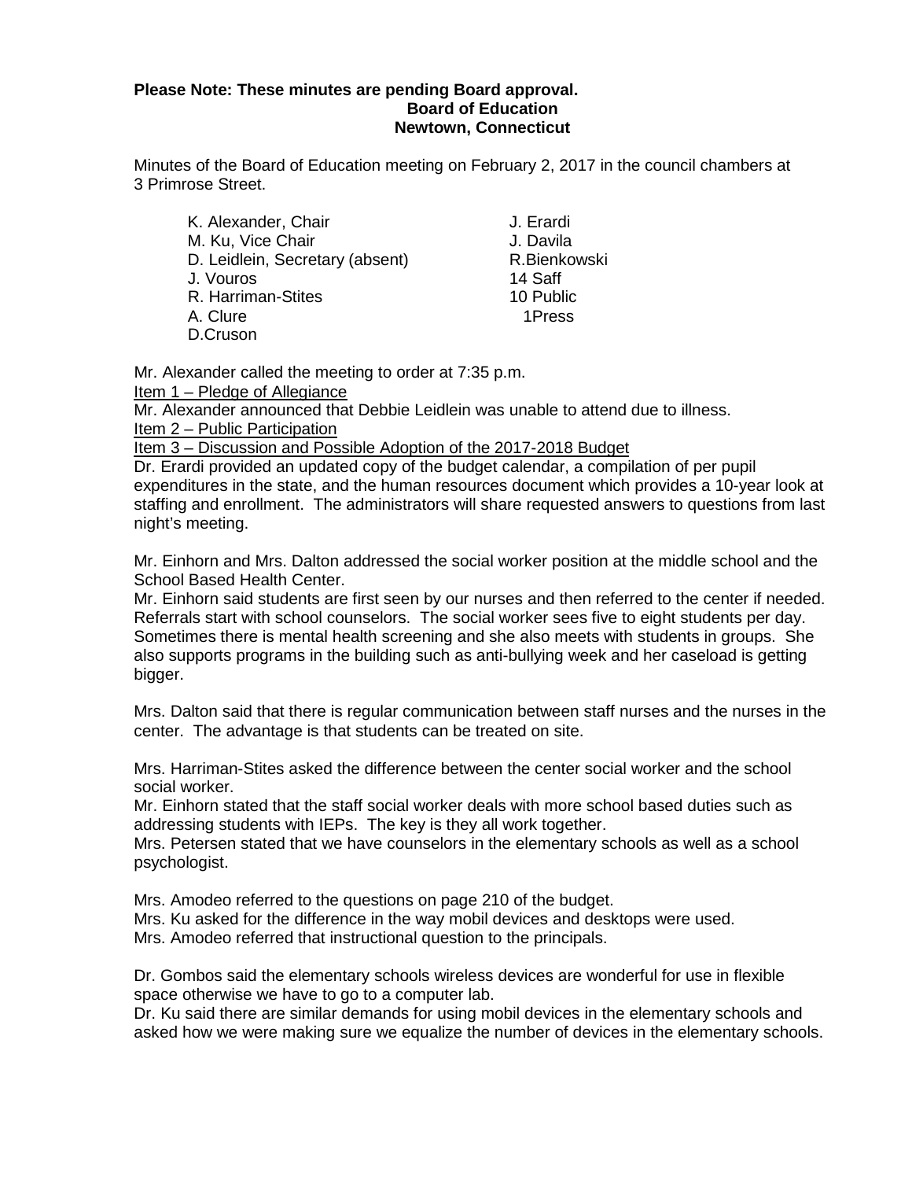**Please Note: These minutes are pending Board approval.**

**Board of Education**
**Newtown, Connecticut**

Minutes of the Board of Education meeting on February 2, 2017 in the council chambers at 3 Primrose Street.

| | |
|---|---|
| K. Alexander, Chair | J. Erardi |
| M. Ku, Vice Chair | J. Davila |
| D. Leidlein, Secretary (absent) | R.Bienkowski |
| J. Vouros | 14 Saff |
| R. Harriman-Stites | 10 Public |
| A. Clure | 1Press |
| D.Cruson | |

Mr. Alexander called the meeting to order at 7:35 p.m.

Item 1 – Pledge of Allegiance

Mr. Alexander announced that Debbie Leidlein was unable to attend due to illness.

Item 2 – Public Participation

Item 3 – Discussion and Possible Adoption of the 2017-2018 Budget

Dr. Erardi provided an updated copy of the budget calendar, a compilation of per pupil expenditures in the state, and the human resources document which provides a 10-year look at staffing and enrollment. The administrators will share requested answers to questions from last night's meeting.

Mr. Einhorn and Mrs. Dalton addressed the social worker position at the middle school and the School Based Health Center.

Mr. Einhorn said students are first seen by our nurses and then referred to the center if needed. Referrals start with school counselors. The social worker sees five to eight students per day. Sometimes there is mental health screening and she also meets with students in groups. She also supports programs in the building such as anti-bullying week and her caseload is getting bigger.

Mrs. Dalton said that there is regular communication between staff nurses and the nurses in the center. The advantage is that students can be treated on site.

Mrs. Harriman-Stites asked the difference between the center social worker and the school social worker.

Mr. Einhorn stated that the staff social worker deals with more school based duties such as addressing students with IEPs. The key is they all work together.

Mrs. Petersen stated that we have counselors in the elementary schools as well as a school psychologist.

Mrs. Amodeo referred to the questions on page 210 of the budget.

Mrs. Ku asked for the difference in the way mobil devices and desktops were used.

Mrs. Amodeo referred that instructional question to the principals.

Dr. Gombos said the elementary schools wireless devices are wonderful for use in flexible space otherwise we have to go to a computer lab.

Dr. Ku said there are similar demands for using mobil devices in the elementary schools and asked how we were making sure we equalize the number of devices in the elementary schools.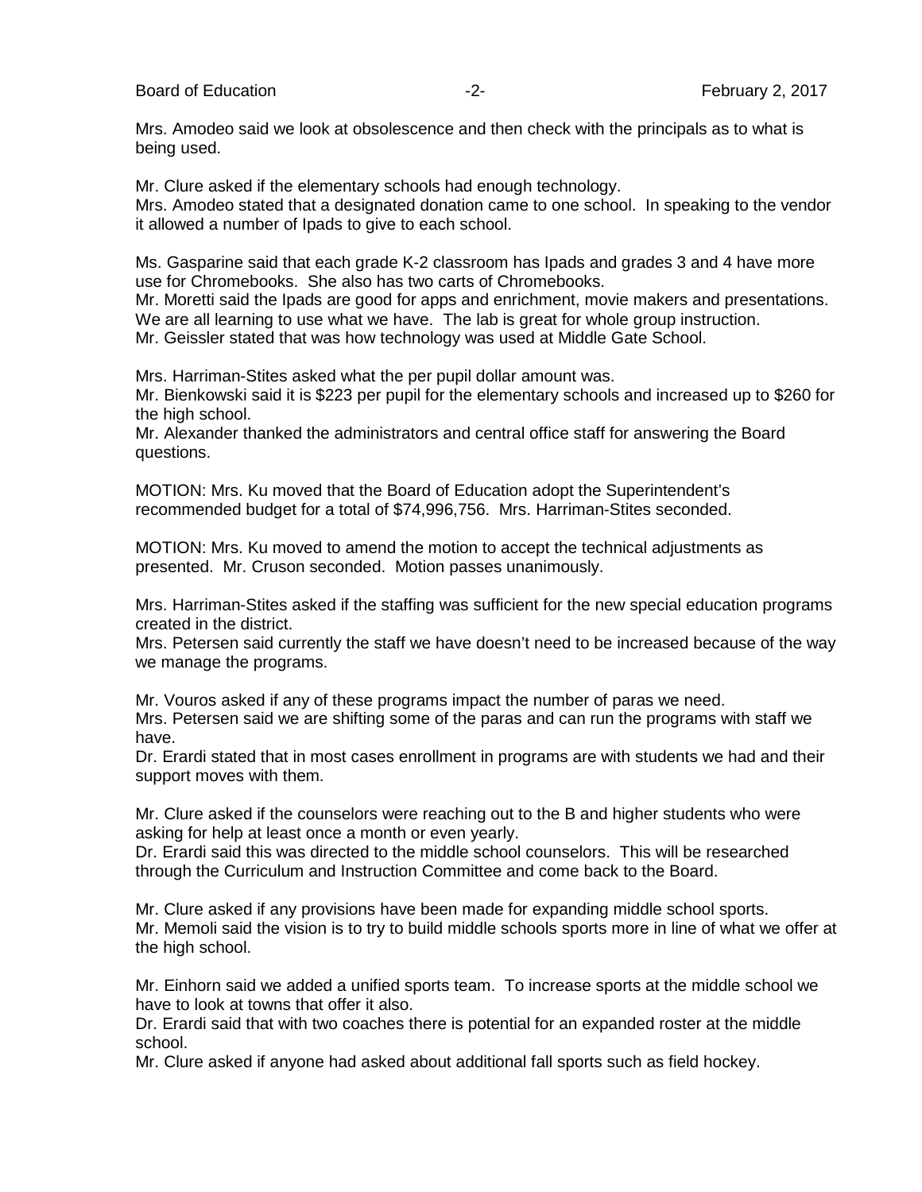Mrs. Amodeo said we look at obsolescence and then check with the principals as to what is being used.

Mr. Clure asked if the elementary schools had enough technology.
Mrs. Amodeo stated that a designated donation came to one school. In speaking to the vendor it allowed a number of Ipads to give to each school.

Ms. Gasparine said that each grade K-2 classroom has Ipads and grades 3 and 4 have more use for Chromebooks. She also has two carts of Chromebooks.
Mr. Moretti said the Ipads are good for apps and enrichment, movie makers and presentations. We are all learning to use what we have. The lab is great for whole group instruction.
Mr. Geissler stated that was how technology was used at Middle Gate School.

Mrs. Harriman-Stites asked what the per pupil dollar amount was.
Mr. Bienkowski said it is \$223 per pupil for the elementary schools and increased up to \$260 for the high school.
Mr. Alexander thanked the administrators and central office staff for answering the Board questions.

MOTION: Mrs. Ku moved that the Board of Education adopt the Superintendent's recommended budget for a total of \$74,996,756. Mrs. Harriman-Stites seconded.

MOTION: Mrs. Ku moved to amend the motion to accept the technical adjustments as presented. Mr. Cruson seconded. Motion passes unanimously.

Mrs. Harriman-Stites asked if the staffing was sufficient for the new special education programs created in the district.
Mrs. Petersen said currently the staff we have doesn't need to be increased because of the way we manage the programs.

Mr. Vouros asked if any of these programs impact the number of paras we need.
Mrs. Petersen said we are shifting some of the paras and can run the programs with staff we have.
Dr. Erardi stated that in most cases enrollment in programs are with students we had and their support moves with them.

Mr. Clure asked if the counselors were reaching out to the B and higher students who were asking for help at least once a month or even yearly.
Dr. Erardi said this was directed to the middle school counselors. This will be researched through the Curriculum and Instruction Committee and come back to the Board.

Mr. Clure asked if any provisions have been made for expanding middle school sports.
Mr. Memoli said the vision is to try to build middle schools sports more in line of what we offer at the high school.

Mr. Einhorn said we added a unified sports team. To increase sports at the middle school we have to look at towns that offer it also.
Dr. Erardi said that with two coaches there is potential for an expanded roster at the middle school.
Mr. Clure asked if anyone had asked about additional fall sports such as field hockey.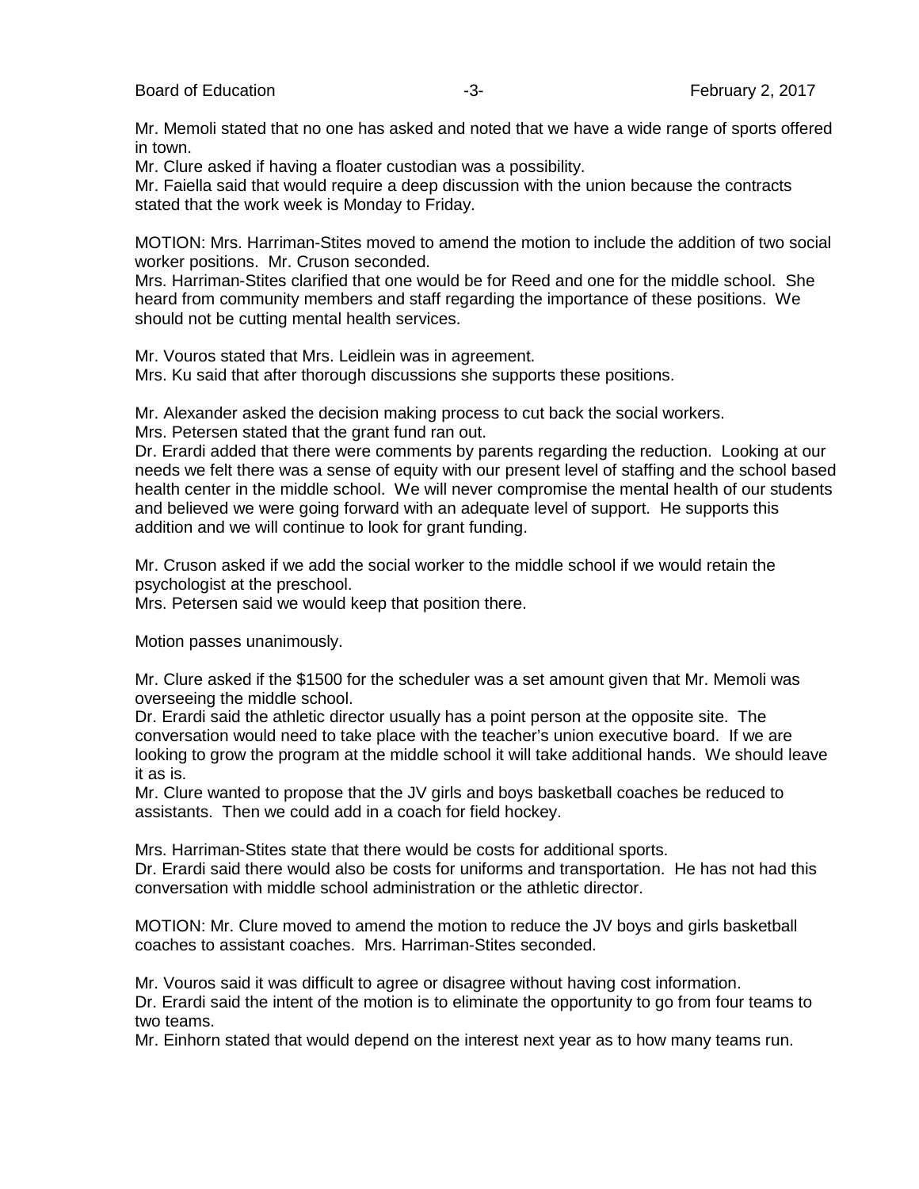Mr. Memoli stated that no one has asked and noted that we have a wide range of sports offered in town.

Mr. Clure asked if having a floater custodian was a possibility.

Mr. Faiella said that would require a deep discussion with the union because the contracts stated that the work week is Monday to Friday.

MOTION: Mrs. Harriman-Stites moved to amend the motion to include the addition of two social worker positions. Mr. Cruson seconded.

Mrs. Harriman-Stites clarified that one would be for Reed and one for the middle school. She heard from community members and staff regarding the importance of these positions. We should not be cutting mental health services.

Mr. Vouros stated that Mrs. Leidlein was in agreement.

Mrs. Ku said that after thorough discussions she supports these positions.

Mr. Alexander asked the decision making process to cut back the social workers.

Mrs. Petersen stated that the grant fund ran out.

Dr. Erardi added that there were comments by parents regarding the reduction. Looking at our needs we felt there was a sense of equity with our present level of staffing and the school based health center in the middle school. We will never compromise the mental health of our students and believed we were going forward with an adequate level of support. He supports this addition and we will continue to look for grant funding.

Mr. Cruson asked if we add the social worker to the middle school if we would retain the psychologist at the preschool.

Mrs. Petersen said we would keep that position there.

Motion passes unanimously.

Mr. Clure asked if the $1500 for the scheduler was a set amount given that Mr. Memoli was overseeing the middle school.

Dr. Erardi said the athletic director usually has a point person at the opposite site. The conversation would need to take place with the teacher's union executive board. If we are looking to grow the program at the middle school it will take additional hands. We should leave it as is.

Mr. Clure wanted to propose that the JV girls and boys basketball coaches be reduced to assistants. Then we could add in a coach for field hockey.

Mrs. Harriman-Stites state that there would be costs for additional sports.

Dr. Erardi said there would also be costs for uniforms and transportation. He has not had this conversation with middle school administration or the athletic director.

MOTION: Mr. Clure moved to amend the motion to reduce the JV boys and girls basketball coaches to assistant coaches. Mrs. Harriman-Stites seconded.

Mr. Vouros said it was difficult to agree or disagree without having cost information.

Dr. Erardi said the intent of the motion is to eliminate the opportunity to go from four teams to two teams.

Mr. Einhorn stated that would depend on the interest next year as to how many teams run.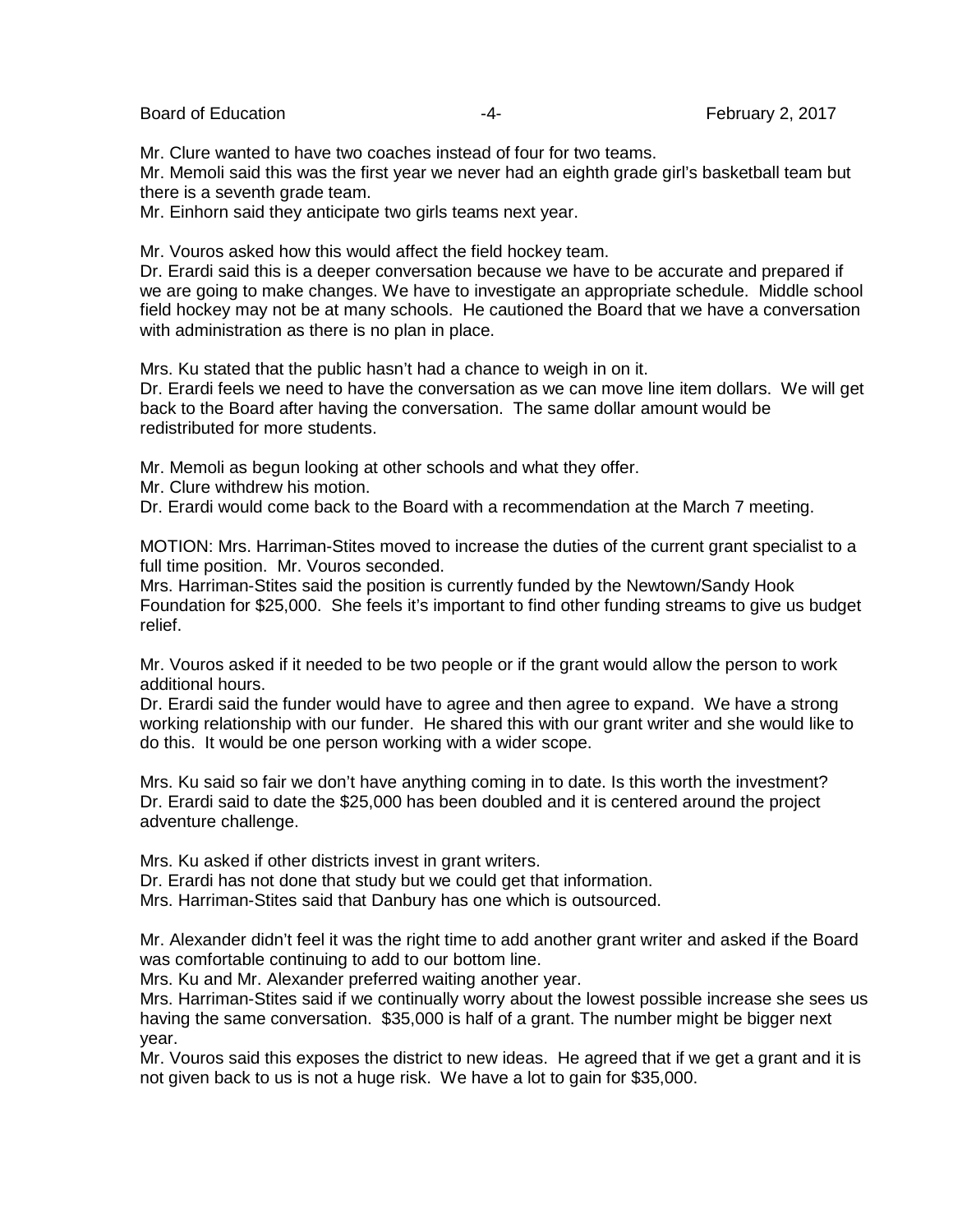Mr. Clure wanted to have two coaches instead of four for two teams.
Mr. Memoli said this was the first year we never had an eighth grade girl's basketball team but there is a seventh grade team.
Mr. Einhorn said they anticipate two girls teams next year.

Mr. Vouros asked how this would affect the field hockey team.
Dr. Erardi said this is a deeper conversation because we have to be accurate and prepared if we are going to make changes. We have to investigate an appropriate schedule. Middle school field hockey may not be at many schools. He cautioned the Board that we have a conversation with administration as there is no plan in place.

Mrs. Ku stated that the public hasn't had a chance to weigh in on it.
Dr. Erardi feels we need to have the conversation as we can move line item dollars. We will get back to the Board after having the conversation. The same dollar amount would be redistributed for more students.

Mr. Memoli as begun looking at other schools and what they offer.
Mr. Clure withdrew his motion.
Dr. Erardi would come back to the Board with a recommendation at the March 7 meeting.

MOTION: Mrs. Harriman-Stites moved to increase the duties of the current grant specialist to a full time position. Mr. Vouros seconded.
Mrs. Harriman-Stites said the position is currently funded by the Newtown/Sandy Hook Foundation for $25,000. She feels it's important to find other funding streams to give us budget relief.

Mr. Vouros asked if it needed to be two people or if the grant would allow the person to work additional hours.
Dr. Erardi said the funder would have to agree and then agree to expand. We have a strong working relationship with our funder. He shared this with our grant writer and she would like to do this. It would be one person working with a wider scope.

Mrs. Ku said so fair we don't have anything coming in to date. Is this worth the investment?
Dr. Erardi said to date the $25,000 has been doubled and it is centered around the project adventure challenge.

Mrs. Ku asked if other districts invest in grant writers.
Dr. Erardi has not done that study but we could get that information.
Mrs. Harriman-Stites said that Danbury has one which is outsourced.

Mr. Alexander didn't feel it was the right time to add another grant writer and asked if the Board was comfortable continuing to add to our bottom line.
Mrs. Ku and Mr. Alexander preferred waiting another year.
Mrs. Harriman-Stites said if we continually worry about the lowest possible increase she sees us having the same conversation. $35,000 is half of a grant. The number might be bigger next year.
Mr. Vouros said this exposes the district to new ideas. He agreed that if we get a grant and it is not given back to us is not a huge risk. We have a lot to gain for $35,000.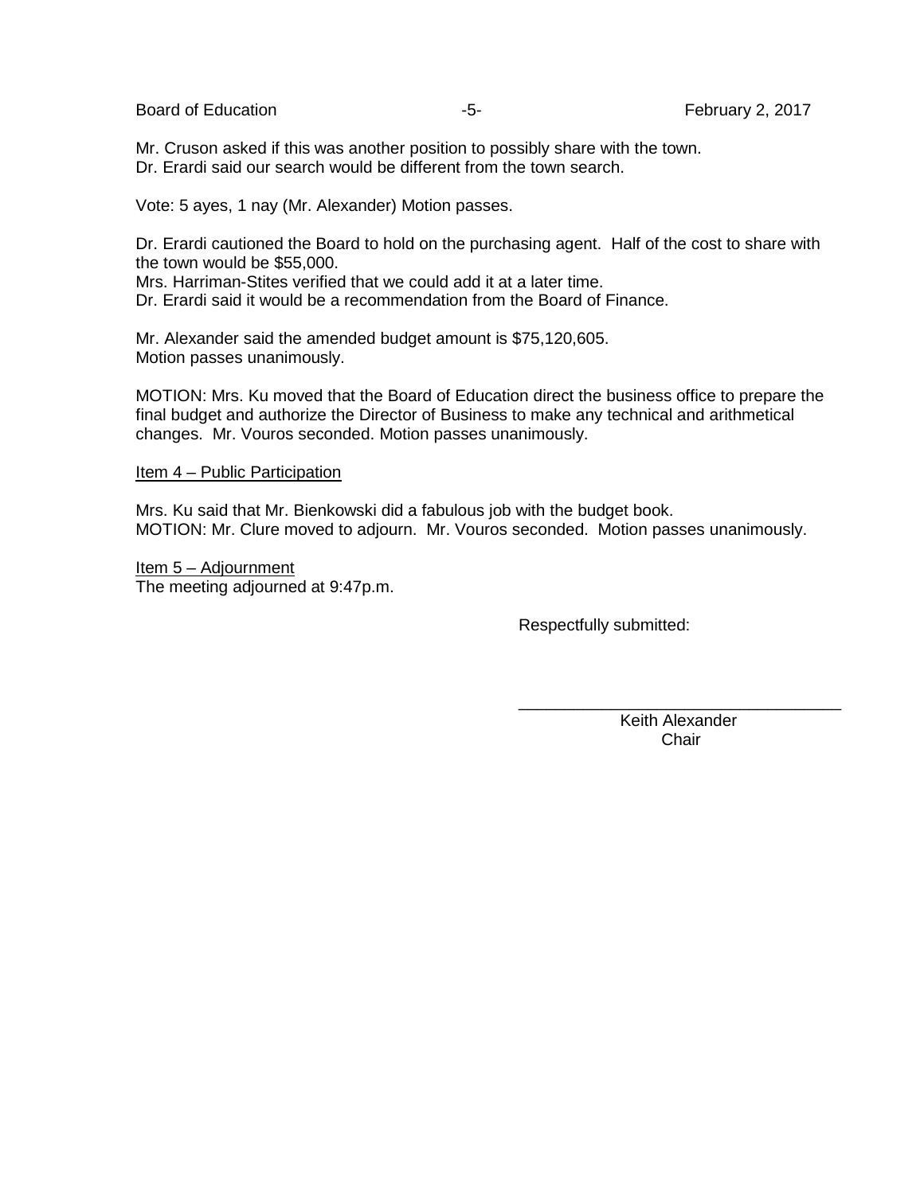Mr. Cruson asked if this was another position to possibly share with the town.
Dr. Erardi said our search would be different from the town search.

Vote: 5 ayes, 1 nay (Mr. Alexander) Motion passes.

Dr. Erardi cautioned the Board to hold on the purchasing agent. Half of the cost to share with the town would be $55,000.
Mrs. Harriman-Stites verified that we could add it at a later time.
Dr. Erardi said it would be a recommendation from the Board of Finance.

Mr. Alexander said the amended budget amount is $75,120,605.
Motion passes unanimously.

MOTION: Mrs. Ku moved that the Board of Education direct the business office to prepare the final budget and authorize the Director of Business to make any technical and arithmetical changes. Mr. Vouros seconded. Motion passes unanimously.

<u>Item 4 – Public Participation</u>

Mrs. Ku said that Mr. Bienkowski did a fabulous job with the budget book.
MOTION: Mr. Clure moved to adjourn. Mr. Vouros seconded. Motion passes unanimously.

<u>Item 5 – Adjournment</u>
The meeting adjourned at 9:47p.m.

Respectfully submitted:

\_\_\_\_\_\_\_\_\_\_\_\_\_\_\_\_\_\_\_\_\_\_\_\_\_\_\_\_\_\_\_\_\_\_\_

Keith Alexander
Chair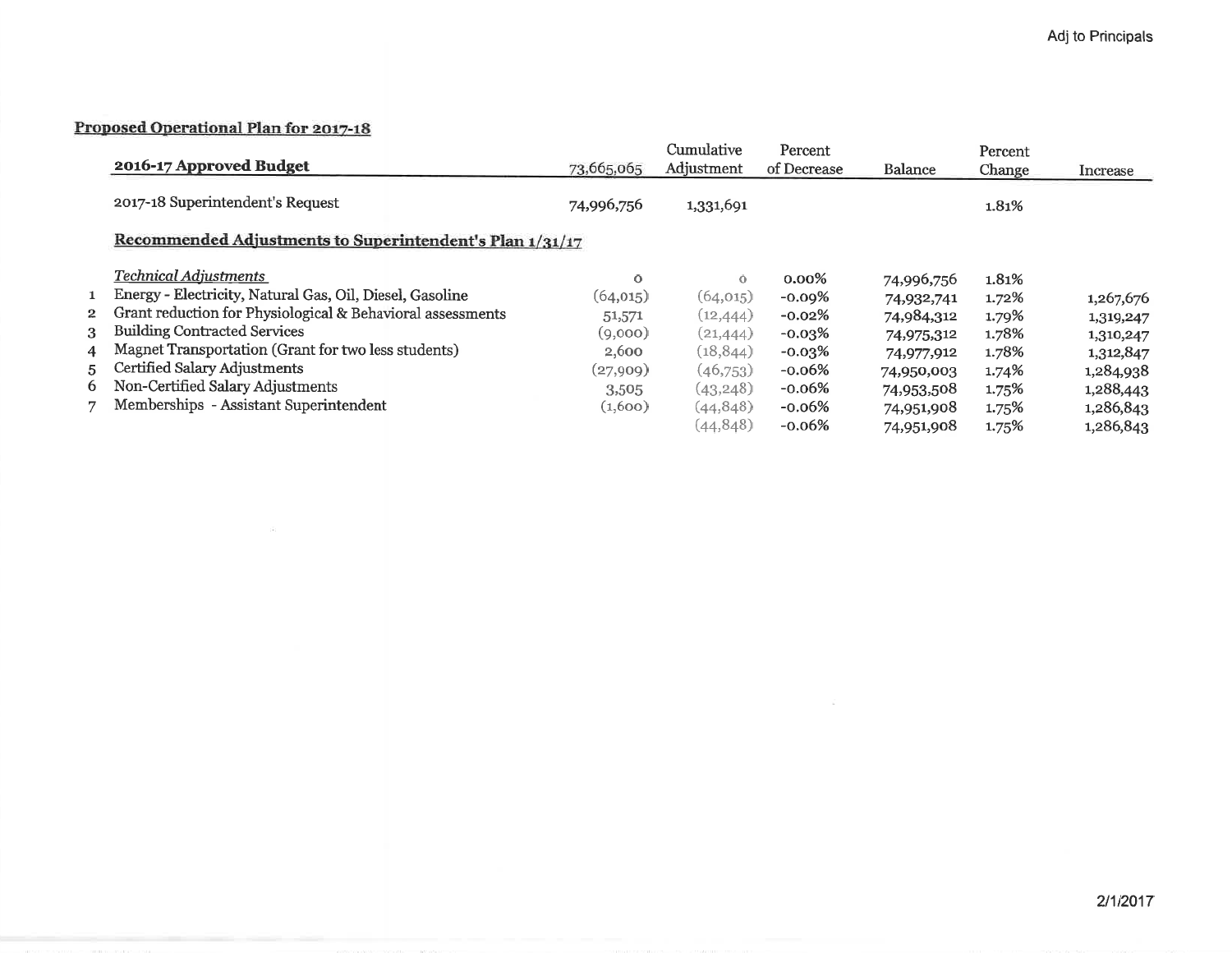## Proposed Operational Plan for 2017-18

| | 2016-17 Approved Budget | 73,665,065 | Cumulative Adjustment | Percent of Decrease | Balance | Percent Change | Increase |
|---|---|---|---|---|---|---|---|
| | 2017-18 Superintendent's Request | 74,996,756 | 1,331,691 | | | 1.81% | |
| | **Recommended Adjustments to Superintendent's Plan 1/31/17** | | | | | | |
| | *Technical Adjustments* | 0 | 0 | 0.00% | 74,996,756 | 1.81% | |
| 1 | Energy - Electricity, Natural Gas, Oil, Diesel, Gasoline | (64,015) | (64,015) | -0.09% | 74,932,741 | 1.72% | 1,267,676 |
| 2 | Grant reduction for Physiological & Behavioral assessments | 51,571 | (12,444) | -0.02% | 74,984,312 | 1.79% | 1,319,247 |
| 3 | Building Contracted Services | (9,000) | (21,444) | -0.03% | 74,975,312 | 1.78% | 1,310,247 |
| 4 | Magnet Transportation (Grant for two less students) | 2,600 | (18,844) | -0.03% | 74,977,912 | 1.78% | 1,312,847 |
| 5 | Certified Salary Adjustments | (27,909) | (46,753) | -0.06% | 74,950,003 | 1.74% | 1,284,938 |
| 6 | Non-Certified Salary Adjustments | 3,505 | (43,248) | -0.06% | 74,953,508 | 1.75% | 1,288,443 |
| 7 | Memberships - Assistant Superintendent | (1,600) | (44,848) | -0.06% | 74,951,908 | 1.75% | 1,286,843 |
| | | | (44,848) | -0.06% | 74,951,908 | 1.75% | 1,286,843 |

2/1/2017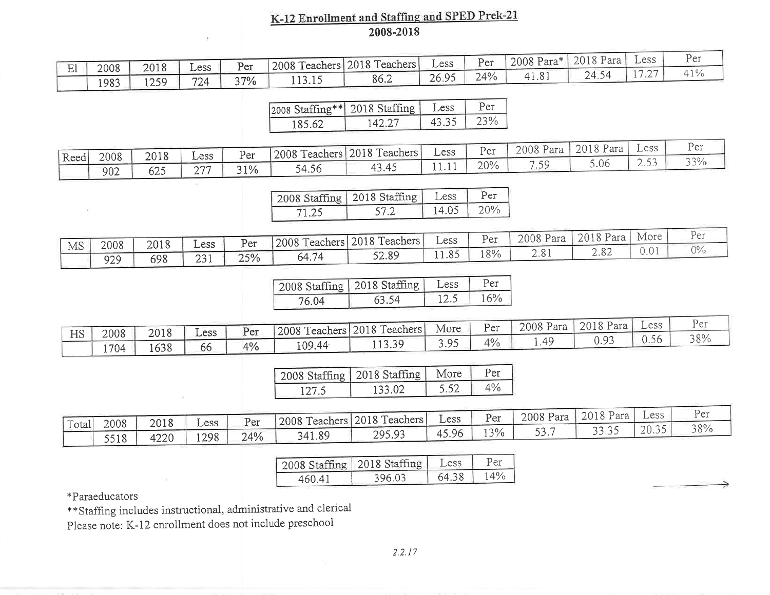## K-12 Enrollment and Staffing and SPED Prek-21

### 2008-2018

| El | 2008 | 2018 | Less | Per | 2008 Teachers | 2018 Teachers | Less | Per | 2008 Para* | 2018 Para | Less | Per |
|---|---|---|---|---|---|---|---|---|---|---|---|---|
| | 1983 | 1259 | 724 | 37% | 113.15 | 86.2 | 26.95 | 24% | 41.81 | 24.54 | 17.27 | 41% |

| 2008 Staffing** | 2018 Staffing | Less | Per |
|---|---|---|---|
| 185.62 | 142.27 | 43.35 | 23% |

| Reed | 2008 | 2018 | Less | Per | 2008 Teachers | 2018 Teachers | Less | Per | 2008 Para | 2018 Para | Less | Per |
|---|---|---|---|---|---|---|---|---|---|---|---|---|
| | 902 | 625 | 277 | 31% | 54.56 | 43.45 | 11.11 | 20% | 7.59 | 5.06 | 2.53 | 33% |

| 2008 Staffing | 2018 Staffing | Less | Per |
|---|---|---|---|
| 71.25 | 57.2 | 14.05 | 20% |

| MS | 2008 | 2018 | Less | Per | 2008 Teachers | 2018 Teachers | Less | Per | 2008 Para | 2018 Para | More | Per |
|---|---|---|---|---|---|---|---|---|---|---|---|---|
| | 929 | 698 | 231 | 25% | 64.74 | 52.89 | 11.85 | 18% | 2.81 | 2.82 | 0.01 | 0% |

| 2008 Staffing | 2018 Staffing | Less | Per |
|---|---|---|---|
| 76.04 | 63.54 | 12.5 | 16% |

| HS | 2008 | 2018 | Less | Per | 2008 Teachers | 2018 Teachers | More | Per | 2008 Para | 2018 Para | Less | Per |
|---|---|---|---|---|---|---|---|---|---|---|---|---|
| | 1704 | 1638 | 66 | 4% | 109.44 | 113.39 | 3.95 | 4% | 1.49 | 0.93 | 0.56 | 38% |

| 2008 Staffing | 2018 Staffing | More | Per |
|---|---|---|---|
| 127.5 | 133.02 | 5.52 | 4% |

| Total | 2008 | 2018 | Less | Per | 2008 Teachers | 2018 Teachers | Less | Per | 2008 Para | 2018 Para | Less | Per |
|---|---|---|---|---|---|---|---|---|---|---|---|---|
| | 5518 | 4220 | 1298 | 24% | 341.89 | 295.93 | 45.96 | 13% | 53.7 | 33.35 | 20.35 | 38% |

| 2008 Staffing | 2018 Staffing | Less | Per |
|---|---|---|---|
| 460.41 | 396.03 | 64.38 | 14% |

*Paraeducators

**Staffing includes instructional, administrative and clerical

Please note: K-12 enrollment does not include preschool

2.2.17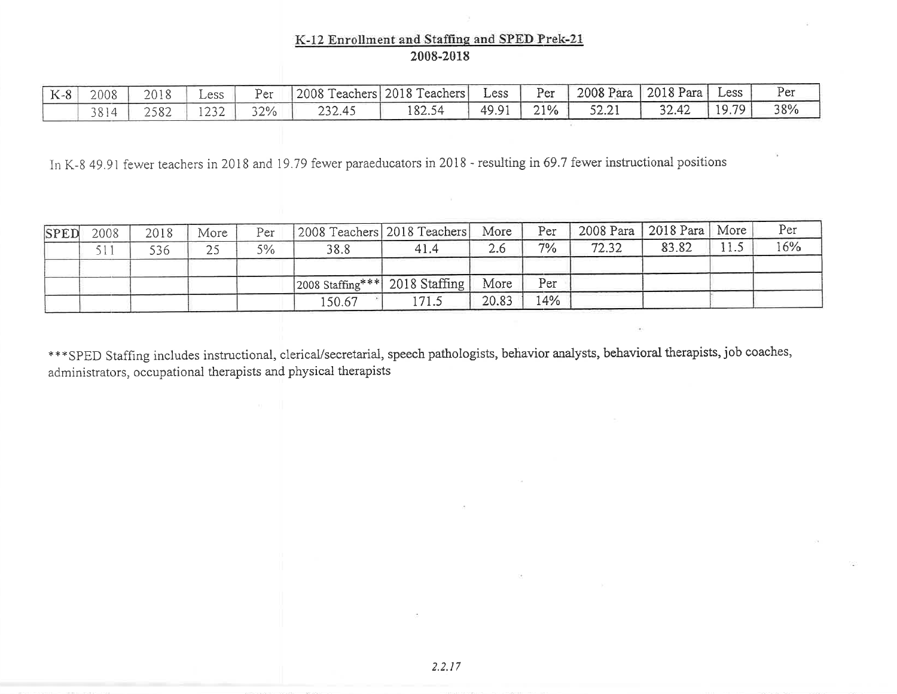<u>**K-12 Enrollment and Staffing and SPED Prek-21**</u>

**2008-2018**

| K-8 | 2008 | 2018 | Less | Per | 2008 Teachers | 2018 Teachers | Less | Per | 2008 Para | 2018 Para | Less | Per |
|---|---|---|---|---|---|---|---|---|---|---|---|---|
| | 3814 | 2582 | 1232 | 32% | 232.45 | 182.54 | 49.91 | 21% | 52.21 | 32.42 | 19.79 | 38% |

In K-8 49.91 fewer teachers in 2018 and 19.79 fewer paraeducators in 2018 - resulting in 69.7 fewer instructional positions

| SPED | 2008 | 2018 | More | Per | 2008 Teachers | 2018 Teachers | More | Per | 2008 Para | 2018 Para | More | Per |
|---|---|---|---|---|---|---|---|---|---|---|---|---|
| | 511 | 536 | 25 | 5% | 38.8 | 41.4 | 2.6 | 7% | 72.32 | 83.82 | 11.5 | 16% |
| | | | | | | | | | | | | |
| | | | | | 2008 Staffing*** | 2018 Staffing | More | Per | | | | |
| | | | | | 150.67 | 171.5 | 20.83 | 14% | | | | |

***SPED Staffing includes instructional, clerical/secretarial, speech pathologists, behavior analysts, behavioral therapists, job coaches, administrators, occupational therapists and physical therapists

*2.2.17*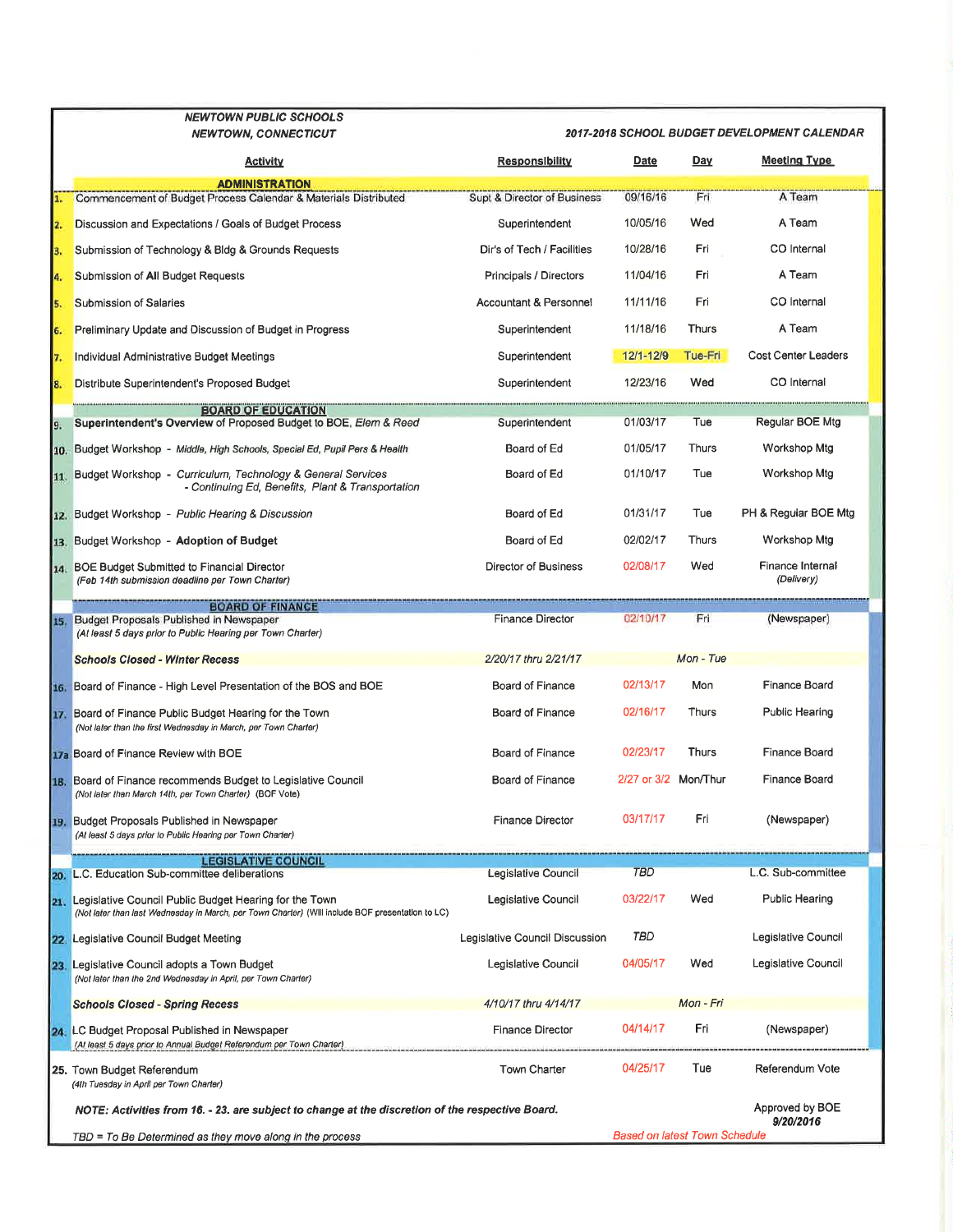**NEWTOWN PUBLIC SCHOOLS**
**NEWTOWN, CONNECTICUT**

**2017-2018 SCHOOL BUDGET DEVELOPMENT CALENDAR**

| | Activity | Responsibility | Date | Day | Meeting Type |
|---|---|---|---|---|---|
| | **ADMINISTRATION** | | | | |
| 1. | Commencement of Budget Process Calendar & Materials Distributed | Supt & Director of Business | 09/16/16 | Fri | A Team |
| 2. | Discussion and Expectations / Goals of Budget Process | Superintendent | 10/05/16 | Wed | A Team |
| 3. | Submission of Technology & Bldg & Grounds Requests | Dir's of Tech / Facilities | 10/28/16 | Fri | CO Internal |
| 4. | Submission of **All** Budget Requests | Principals / Directors | 11/04/16 | Fri | A Team |
| 5. | Submission of Salaries | Accountant & Personnel | 11/11/16 | Fri | CO Internal |
| 6. | Preliminary Update and Discussion of Budget in Progress | Superintendent | 11/18/16 | Thurs | A Team |
| 7. | Individual Administrative Budget Meetings | Superintendent | 12/1-12/9 | Tue-Fri | Cost Center Leaders |
| 8. | Distribute Superintendent's Proposed Budget | Superintendent | 12/23/16 | Wed | CO Internal |
| | **BOARD OF EDUCATION** | | | | |
| 9. | **Superintendent's Overview** of Proposed Budget to BOE, *Elem & Reed* | Superintendent | 01/03/17 | Tue | Regular BOE Mtg |
| 10. | Budget Workshop - *Middle, High Schools, Special Ed, Pupil Pers & Health* | Board of Ed | 01/05/17 | Thurs | Workshop Mtg |
| 11. | Budget Workshop - *Curriculum, Technology & General Services* - *Continuing Ed, Benefits, Plant & Transportation* | Board of Ed | 01/10/17 | Tue | Workshop Mtg |
| 12. | Budget Workshop - *Public Hearing & Discussion* | Board of Ed | 01/31/17 | Tue | PH & Regular BOE Mtg |
| 13. | Budget Workshop - **Adoption of Budget** | Board of Ed | 02/02/17 | Thurs | Workshop Mtg |
| 14. | BOE Budget Submitted to Financial Director *(Feb 14th submission deadline per Town Charter)* | Director of Business | 02/08/17 | Wed | Finance Internal *(Delivery)* |
| | **BOARD OF FINANCE** | | | | |
| 15. | Budget Proposals Published in Newspaper *(At least 5 days prior to Public Hearing per Town Charter)* | Finance Director | 02/10/17 | Fri | (Newspaper) |
| | ***Schools Closed - Winter Recess*** | *2/20/17 thru 2/21/17* | | *Mon - Tue* | |
| 16. | Board of Finance - High Level Presentation of the BOS and BOE | Board of Finance | 02/13/17 | Mon | Finance Board |
| 17. | Board of Finance Public Budget Hearing for the Town *(Not later than the first Wednesday in March, per Town Charter)* | Board of Finance | 02/16/17 | Thurs | Public Hearing |
| 17a | Board of Finance Review with BOE | Board of Finance | 02/23/17 | Thurs | Finance Board |
| 18. | Board of Finance recommends Budget to Legislative Council *(Not later than March 14th, per Town Charter) (BOF Vote)* | Board of Finance | 2/27 or 3/2 | Mon/Thur | Finance Board |
| 19. | Budget Proposals Published in Newspaper *(At least 5 days prior to Public Hearing per Town Charter)* | Finance Director | 03/17/17 | Fri | (Newspaper) |
| | **LEGISLATIVE COUNCIL** | | | | |
| 20. | L.C. Education Sub-committee deliberations | Legislative Council | TBD | | L.C. Sub-committee |
| 21. | Legislative Council Public Budget Hearing for the Town *(Not later than last Wednesday in March, per Town Charter) (Will include BOF presentation to LC)* | Legislative Council | 03/22/17 | Wed | Public Hearing |
| 22. | Legislative Council Budget Meeting | Legislative Council Discussion | TBD | | Legislative Council |
| 23. | Legislative Council adopts a Town Budget *(Not later than the 2nd Wednesday in April, per Town Charter)* | Legislative Council | 04/05/17 | Wed | Legislative Council |
| | ***Schools Closed - Spring Recess*** | *4/10/17 thru 4/14/17* | | *Mon - Fri* | |
| 24. | LC Budget Proposal Published in Newspaper *(At least 5 days prior to Annual Budget Referendum per Town Charter)* | Finance Director | 04/14/17 | Fri | (Newspaper) |
| 25. | Town Budget Referendum *(4th Tuesday in April per Town Charter)* | Town Charter | 04/25/17 | Tue | Referendum Vote |

***NOTE: Activities from 16. - 23. are subject to change at the discretion of the respective Board.***

Approved by BOE **9/20/2016**

*TBD = To Be Determined as they move along in the process*

*Based on latest Town Schedule*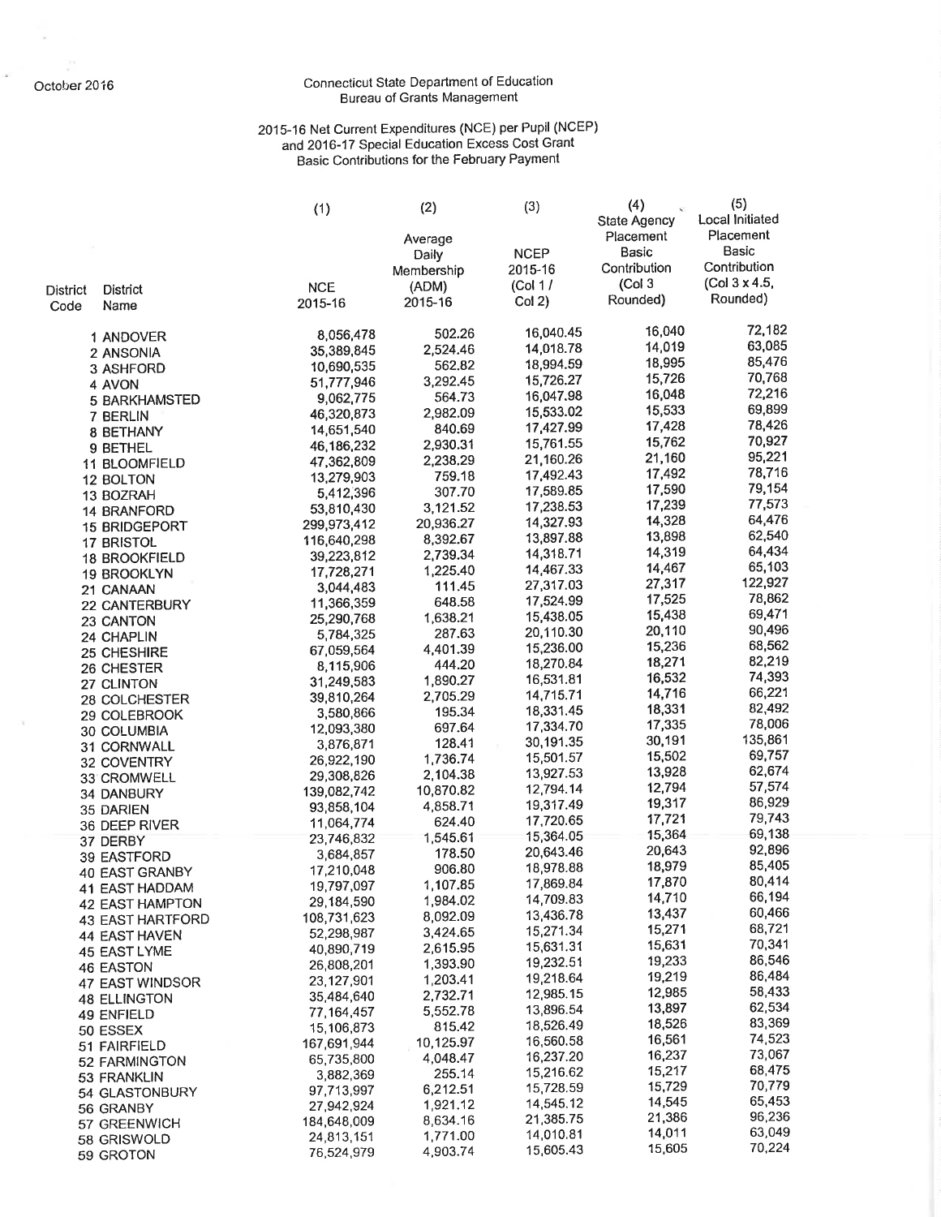October 2016

Connecticut State Department of Education
Bureau of Grants Management

2015-16 Net Current Expenditures (NCE) per Pupil (NCEP)
and 2016-17 Special Education Excess Cost Grant
Basic Contributions for the February Payment

| District Code | District Name | (1) NCE 2015-16 | (2) Average Daily Membership (ADM) 2015-16 | (3) NCEP 2015-16 (Col 1 / Col 2) | (4) State Agency Placement Basic Contribution (Col 3 Rounded) | (5) Local Initiated Placement Basic Contribution (Col 3 x 4.5, Rounded) |
|---|---|---|---|---|---|---|
| 1 | ANDOVER | 8,056,478 | 502.26 | 16,040.45 | 16,040 | 72,182 |
| 2 | ANSONIA | 35,389,845 | 2,524.46 | 14,018.78 | 14,019 | 63,085 |
| 3 | ASHFORD | 10,690,535 | 562.82 | 18,994.59 | 18,995 | 85,476 |
| 4 | AVON | 51,777,946 | 3,292.45 | 15,726.27 | 15,726 | 70,768 |
| 5 | BARKHAMSTED | 9,062,775 | 564.73 | 16,047.98 | 16,048 | 72,216 |
| 7 | BERLIN | 46,320,873 | 2,982.09 | 15,533.02 | 15,533 | 69,899 |
| 8 | BETHANY | 14,651,540 | 840.69 | 17,427.99 | 17,428 | 78,426 |
| 9 | BETHEL | 46,186,232 | 2,930.31 | 15,761.55 | 15,762 | 70,927 |
| 11 | BLOOMFIELD | 47,362,809 | 2,238.29 | 21,160.26 | 21,160 | 95,221 |
| 12 | BOLTON | 13,279,903 | 759.18 | 17,492.43 | 17,492 | 78,716 |
| 13 | BOZRAH | 5,412,396 | 307.70 | 17,589.85 | 17,590 | 79,154 |
| 14 | BRANFORD | 53,810,430 | 3,121.52 | 17,238.53 | 17,239 | 77,573 |
| 15 | BRIDGEPORT | 299,973,412 | 20,936.27 | 14,327.93 | 14,328 | 64,476 |
| 17 | BRISTOL | 116,640,298 | 8,392.67 | 13,897.88 | 13,898 | 62,540 |
| 18 | BROOKFIELD | 39,223,812 | 2,739.34 | 14,318.71 | 14,319 | 64,434 |
| 19 | BROOKLYN | 17,728,271 | 1,225.40 | 14,467.33 | 14,467 | 65,103 |
| 21 | CANAAN | 3,044,483 | 111.45 | 27,317.03 | 27,317 | 122,927 |
| 22 | CANTERBURY | 11,366,359 | 648.58 | 17,524.99 | 17,525 | 78,862 |
| 23 | CANTON | 25,290,768 | 1,638.21 | 15,438.05 | 15,438 | 69,471 |
| 24 | CHAPLIN | 5,784,325 | 287.63 | 20,110.30 | 20,110 | 90,496 |
| 25 | CHESHIRE | 67,059,564 | 4,401.39 | 15,236.00 | 15,236 | 68,562 |
| 26 | CHESTER | 8,115,906 | 444.20 | 18,270.84 | 18,271 | 82,219 |
| 27 | CLINTON | 31,249,583 | 1,890.27 | 16,531.81 | 16,532 | 74,393 |
| 28 | COLCHESTER | 39,810,264 | 2,705.29 | 14,715.71 | 14,716 | 66,221 |
| 29 | COLEBROOK | 3,580,866 | 195.34 | 18,331.45 | 18,331 | 82,492 |
| 30 | COLUMBIA | 12,093,380 | 697.64 | 17,334.70 | 17,335 | 78,006 |
| 31 | CORNWALL | 3,876,871 | 128.41 | 30,191.35 | 30,191 | 135,861 |
| 32 | COVENTRY | 26,922,190 | 1,736.74 | 15,501.57 | 15,502 | 69,757 |
| 33 | CROMWELL | 29,308,826 | 2,104.38 | 13,927.53 | 13,928 | 62,674 |
| 34 | DANBURY | 139,082,742 | 10,870.82 | 12,794.14 | 12,794 | 57,574 |
| 35 | DARIEN | 93,858,104 | 4,858.71 | 19,317.49 | 19,317 | 86,929 |
| 36 | DEEP RIVER | 11,064,774 | 624.40 | 17,720.65 | 17,721 | 79,743 |
| 37 | DERBY | 23,746,832 | 1,545.61 | 15,364.05 | 15,364 | 69,138 |
| 39 | EASTFORD | 3,684,857 | 178.50 | 20,643.46 | 20,643 | 92,896 |
| 40 | EAST GRANBY | 17,210,048 | 906.80 | 18,978.88 | 18,979 | 85,405 |
| 41 | EAST HADDAM | 19,797,097 | 1,107.85 | 17,869.84 | 17,870 | 80,414 |
| 42 | EAST HAMPTON | 29,184,590 | 1,984.02 | 14,709.83 | 14,710 | 66,194 |
| 43 | EAST HARTFORD | 108,731,623 | 8,092.09 | 13,436.78 | 13,437 | 60,466 |
| 44 | EAST HAVEN | 52,298,987 | 3,424.65 | 15,271.34 | 15,271 | 68,721 |
| 45 | EAST LYME | 40,890,719 | 2,615.95 | 15,631.31 | 15,631 | 70,341 |
| 46 | EASTON | 26,808,201 | 1,393.90 | 19,232.51 | 19,233 | 86,546 |
| 47 | EAST WINDSOR | 23,127,901 | 1,203.41 | 19,218.64 | 19,219 | 86,484 |
| 48 | ELLINGTON | 35,484,640 | 2,732.71 | 12,985.15 | 12,985 | 58,433 |
| 49 | ENFIELD | 77,164,457 | 5,552.78 | 13,896.54 | 13,897 | 62,534 |
| 50 | ESSEX | 15,106,873 | 815.42 | 18,526.49 | 18,526 | 83,369 |
| 51 | FAIRFIELD | 167,691,944 | 10,125.97 | 16,560.58 | 16,561 | 74,523 |
| 52 | FARMINGTON | 65,735,800 | 4,048.47 | 16,237.20 | 16,237 | 73,067 |
| 53 | FRANKLIN | 3,882,369 | 255.14 | 15,216.62 | 15,217 | 68,475 |
| 54 | GLASTONBURY | 97,713,997 | 6,212.51 | 15,728.59 | 15,729 | 70,779 |
| 56 | GRANBY | 27,942,924 | 1,921.12 | 14,545.12 | 14,545 | 65,453 |
| 57 | GREENWICH | 184,648,009 | 8,634.16 | 21,385.75 | 21,386 | 96,236 |
| 58 | GRISWOLD | 24,813,151 | 1,771.00 | 14,010.81 | 14,011 | 63,049 |
| 59 | GROTON | 76,524,979 | 4,903.74 | 15,605.43 | 15,605 | 70,224 |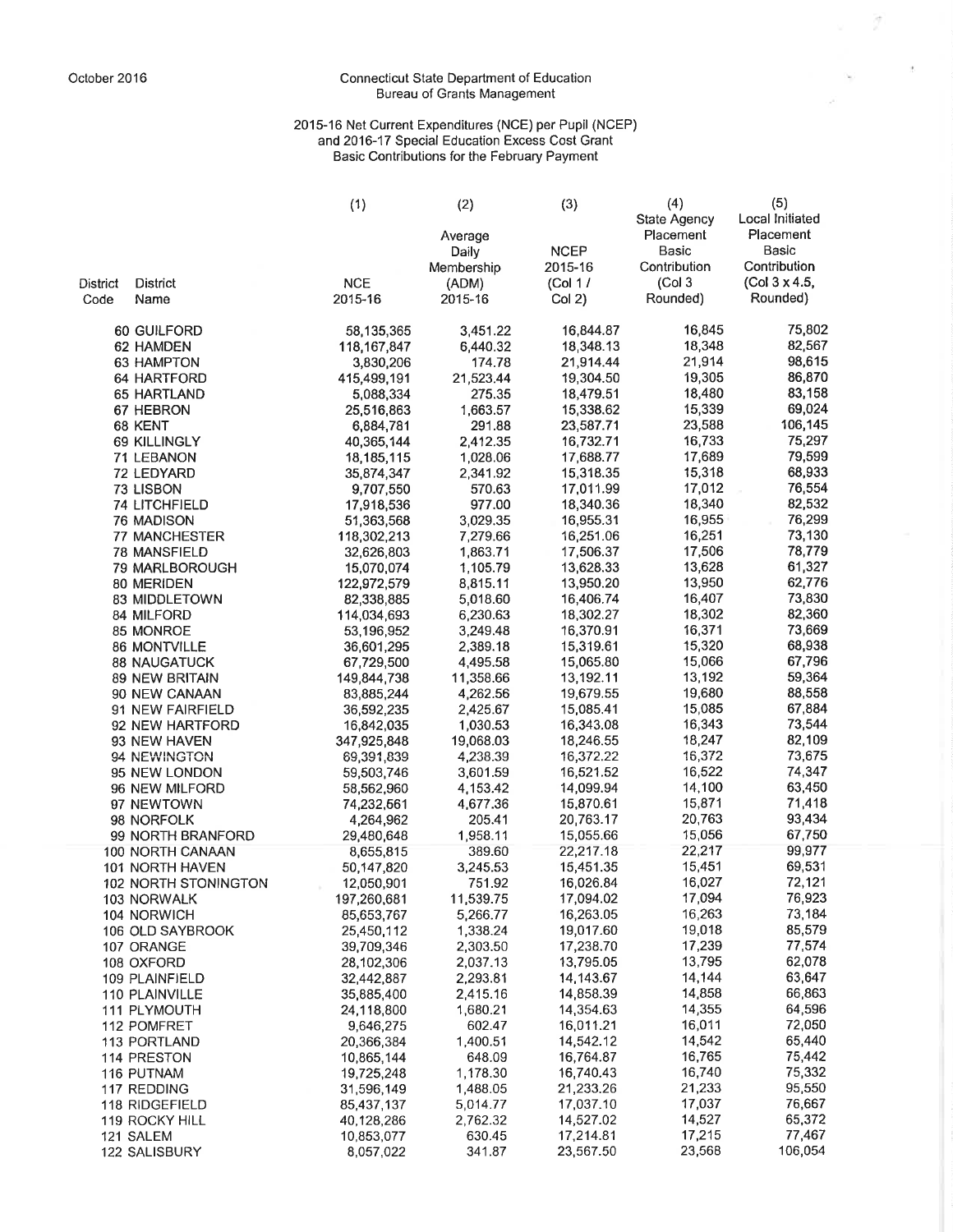October 2016

Connecticut State Department of Education
Bureau of Grants Management

2015-16 Net Current Expenditures (NCE) per Pupil (NCEP)
and 2016-17 Special Education Excess Cost Grant
Basic Contributions for the February Payment

| District Code | District Name | (1) NCE 2015-16 | (2) Average Daily Membership (ADM) 2015-16 | (3) NCEP 2015-16 (Col 1 / Col 2) | (4) State Agency Placement Basic Contribution (Col 3 Rounded) | (5) Local Initiated Placement Basic Contribution (Col 3 x 4.5, Rounded) |
|---|---|---|---|---|---|---|
| 60 | GUILFORD | 58,135,365 | 3,451.22 | 16,844.87 | 16,845 | 75,802 |
| 62 | HAMDEN | 118,167,847 | 6,440.32 | 18,348.13 | 18,348 | 82,567 |
| 63 | HAMPTON | 3,830,206 | 174.78 | 21,914.44 | 21,914 | 98,615 |
| 64 | HARTFORD | 415,499,191 | 21,523.44 | 19,304.50 | 19,305 | 86,870 |
| 65 | HARTLAND | 5,088,334 | 275.35 | 18,479.51 | 18,480 | 83,158 |
| 67 | HEBRON | 25,516,863 | 1,663.57 | 15,338.62 | 15,339 | 69,024 |
| 68 | KENT | 6,884,781 | 291.88 | 23,587.71 | 23,588 | 106,145 |
| 69 | KILLINGLY | 40,365,144 | 2,412.35 | 16,732.71 | 16,733 | 75,297 |
| 71 | LEBANON | 18,185,115 | 1,028.06 | 17,688.77 | 17,689 | 79,599 |
| 72 | LEDYARD | 35,874,347 | 2,341.92 | 15,318.35 | 15,318 | 68,933 |
| 73 | LISBON | 9,707,550 | 570.63 | 17,011.99 | 17,012 | 76,554 |
| 74 | LITCHFIELD | 17,918,536 | 977.00 | 18,340.36 | 18,340 | 82,532 |
| 76 | MADISON | 51,363,568 | 3,029.35 | 16,955.31 | 16,955 | 76,299 |
| 77 | MANCHESTER | 118,302,213 | 7,279.66 | 16,251.06 | 16,251 | 73,130 |
| 78 | MANSFIELD | 32,626,803 | 1,863.71 | 17,506.37 | 17,506 | 78,779 |
| 79 | MARLBOROUGH | 15,070,074 | 1,105.79 | 13,628.33 | 13,628 | 61,327 |
| 80 | MERIDEN | 122,972,579 | 8,815.11 | 13,950.20 | 13,950 | 62,776 |
| 83 | MIDDLETOWN | 82,338,885 | 5,018.60 | 16,406.74 | 16,407 | 73,830 |
| 84 | MILFORD | 114,034,693 | 6,230.63 | 18,302.27 | 18,302 | 82,360 |
| 85 | MONROE | 53,196,952 | 3,249.48 | 16,370.91 | 16,371 | 73,669 |
| 86 | MONTVILLE | 36,601,295 | 2,389.18 | 15,319.61 | 15,320 | 68,938 |
| 88 | NAUGATUCK | 67,729,500 | 4,495.58 | 15,065.80 | 15,066 | 67,796 |
| 89 | NEW BRITAIN | 149,844,738 | 11,358.66 | 13,192.11 | 13,192 | 59,364 |
| 90 | NEW CANAAN | 83,885,244 | 4,262.56 | 19,679.55 | 19,680 | 88,558 |
| 91 | NEW FAIRFIELD | 36,592,235 | 2,425.67 | 15,085.41 | 15,085 | 67,884 |
| 92 | NEW HARTFORD | 16,842,035 | 1,030.53 | 16,343.08 | 16,343 | 73,544 |
| 93 | NEW HAVEN | 347,925,848 | 19,068.03 | 18,246.55 | 18,247 | 82,109 |
| 94 | NEWINGTON | 69,391,839 | 4,238.39 | 16,372.22 | 16,372 | 73,675 |
| 95 | NEW LONDON | 59,503,746 | 3,601.59 | 16,521.52 | 16,522 | 74,347 |
| 96 | NEW MILFORD | 58,562,960 | 4,153.42 | 14,099.94 | 14,100 | 63,450 |
| 97 | NEWTOWN | 74,232,661 | 4,677.36 | 15,870.61 | 15,871 | 71,418 |
| 98 | NORFOLK | 4,264,962 | 205.41 | 20,763.17 | 20,763 | 93,434 |
| 99 | NORTH BRANFORD | 29,480,648 | 1,958.11 | 15,055.66 | 15,056 | 67,750 |
| 100 | NORTH CANAAN | 8,655,815 | 389.60 | 22,217.18 | 22,217 | 99,977 |
| 101 | NORTH HAVEN | 50,147,820 | 3,245.53 | 15,451.35 | 15,451 | 69,531 |
| 102 | NORTH STONINGTON | 12,050,901 | 751.92 | 16,026.84 | 16,027 | 72,121 |
| 103 | NORWALK | 197,260,681 | 11,539.75 | 17,094.02 | 17,094 | 76,923 |
| 104 | NORWICH | 85,653,767 | 5,266.77 | 16,263.05 | 16,263 | 73,184 |
| 106 | OLD SAYBROOK | 25,450,112 | 1,338.24 | 19,017.60 | 19,018 | 85,579 |
| 107 | ORANGE | 39,709,346 | 2,303.50 | 17,238.70 | 17,239 | 77,574 |
| 108 | OXFORD | 28,102,306 | 2,037.13 | 13,795.05 | 13,795 | 62,078 |
| 109 | PLAINFIELD | 32,442,887 | 2,293.81 | 14,143.67 | 14,144 | 63,647 |
| 110 | PLAINVILLE | 35,885,400 | 2,415.16 | 14,858.39 | 14,858 | 66,863 |
| 111 | PLYMOUTH | 24,118,800 | 1,680.21 | 14,354.63 | 14,355 | 64,596 |
| 112 | POMFRET | 9,646,275 | 602.47 | 16,011.21 | 16,011 | 72,050 |
| 113 | PORTLAND | 20,366,384 | 1,400.51 | 14,542.12 | 14,542 | 65,440 |
| 114 | PRESTON | 10,865,144 | 648.09 | 16,764.87 | 16,765 | 75,442 |
| 116 | PUTNAM | 19,725,248 | 1,178.30 | 16,740.43 | 16,740 | 75,332 |
| 117 | REDDING | 31,596,149 | 1,488.05 | 21,233.26 | 21,233 | 95,550 |
| 118 | RIDGEFIELD | 85,437,137 | 5,014.77 | 17,037.10 | 17,037 | 76,667 |
| 119 | ROCKY HILL | 40,128,286 | 2,762.32 | 14,527.02 | 14,527 | 65,372 |
| 121 | SALEM | 10,853,077 | 630.45 | 17,214.81 | 17,215 | 77,467 |
| 122 | SALISBURY | 8,057,022 | 341.87 | 23,567.50 | 23,568 | 106,054 |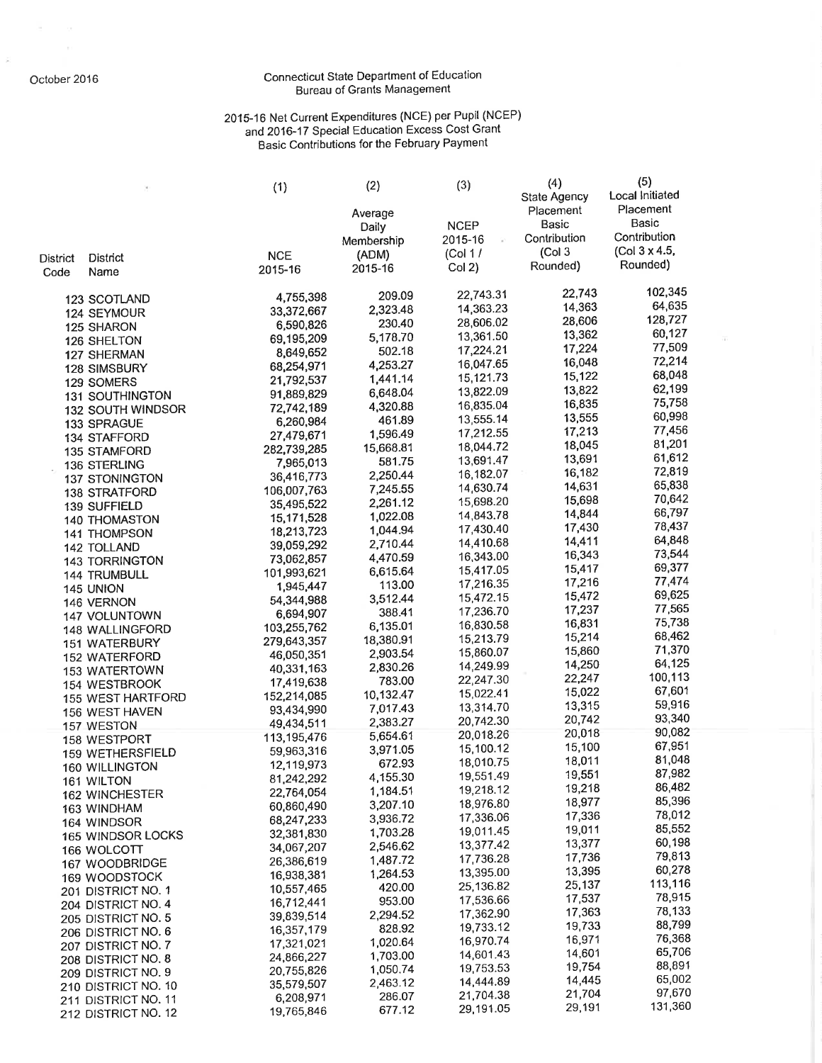October 2016

Connecticut State Department of Education
Bureau of Grants Management

2015-16 Net Current Expenditures (NCE) per Pupil (NCEP)
and 2016-17 Special Education Excess Cost Grant
Basic Contributions for the February Payment

| District Code | District Name | (1) NCE 2015-16 | (2) Average Daily Membership (ADM) 2015-16 | (3) NCEP 2015-16 (Col 1 / Col 2) | (4) State Agency Placement Basic Contribution (Col 3 Rounded) | (5) Local Initiated Placement Basic Contribution (Col 3 x 4.5, Rounded) |
|---|---|---|---|---|---|---|
| 123 | SCOTLAND | 4,755,398 | 209.09 | 22,743.31 | 22,743 | 102,345 |
| 124 | SEYMOUR | 33,372,667 | 2,323.48 | 14,363.23 | 14,363 | 64,635 |
| 125 | SHARON | 6,590,826 | 230.40 | 28,606.02 | 28,606 | 128,727 |
| 126 | SHELTON | 69,195,209 | 5,178.70 | 13,361.50 | 13,362 | 60,127 |
| 127 | SHERMAN | 8,649,652 | 502.18 | 17,224.21 | 17,224 | 77,509 |
| 128 | SIMSBURY | 68,254,971 | 4,253.27 | 16,047.65 | 16,048 | 72,214 |
| 129 | SOMERS | 21,792,537 | 1,441.14 | 15,121.73 | 15,122 | 68,048 |
| 131 | SOUTHINGTON | 91,889,829 | 6,648.04 | 13,822.09 | 13,822 | 62,199 |
| 132 | SOUTH WINDSOR | 72,742,189 | 4,320.88 | 16,835.04 | 16,835 | 75,758 |
| 133 | SPRAGUE | 6,260,984 | 461.89 | 13,555.14 | 13,555 | 60,998 |
| 134 | STAFFORD | 27,479,671 | 1,596.49 | 17,212.55 | 17,213 | 77,456 |
| 135 | STAMFORD | 282,739,285 | 15,668.81 | 18,044.72 | 18,045 | 81,201 |
| 136 | STERLING | 7,965,013 | 581.75 | 13,691.47 | 13,691 | 61,612 |
| 137 | STONINGTON | 36,416,773 | 2,250.44 | 16,182.07 | 16,182 | 72,819 |
| 138 | STRATFORD | 106,007,763 | 7,245.55 | 14,630.74 | 14,631 | 65,838 |
| 139 | SUFFIELD | 35,495,522 | 2,261.12 | 15,698.20 | 15,698 | 70,642 |
| 140 | THOMASTON | 15,171,528 | 1,022.08 | 14,843.78 | 14,844 | 66,797 |
| 141 | THOMPSON | 18,213,723 | 1,044.94 | 17,430.40 | 17,430 | 78,437 |
| 142 | TOLLAND | 39,059,292 | 2,710.44 | 14,410.68 | 14,411 | 64,848 |
| 143 | TORRINGTON | 73,062,857 | 4,470.59 | 16,343.00 | 16,343 | 73,544 |
| 144 | TRUMBULL | 101,993,621 | 6,615.64 | 15,417.05 | 15,417 | 69,377 |
| 145 | UNION | 1,945,447 | 113.00 | 17,216.35 | 17,216 | 77,474 |
| 146 | VERNON | 54,344,988 | 3,512.44 | 15,472.15 | 15,472 | 69,625 |
| 147 | VOLUNTOWN | 6,694,907 | 388.41 | 17,236.70 | 17,237 | 77,565 |
| 148 | WALLINGFORD | 103,255,762 | 6,135.01 | 16,830.58 | 16,831 | 75,738 |
| 151 | WATERBURY | 279,643,357 | 18,380.91 | 15,213.79 | 15,214 | 68,462 |
| 152 | WATERFORD | 46,050,351 | 2,903.54 | 15,860.07 | 15,860 | 71,370 |
| 153 | WATERTOWN | 40,331,163 | 2,830.26 | 14,249.99 | 14,250 | 64,125 |
| 154 | WESTBROOK | 17,419,638 | 783.00 | 22,247.30 | 22,247 | 100,113 |
| 155 | WEST HARTFORD | 152,214,085 | 10,132.47 | 15,022.41 | 15,022 | 67,601 |
| 156 | WEST HAVEN | 93,434,990 | 7,017.43 | 13,314.70 | 13,315 | 59,916 |
| 157 | WESTON | 49,434,511 | 2,383.27 | 20,742.30 | 20,742 | 93,340 |
| 158 | WESTPORT | 113,195,476 | 5,654.61 | 20,018.26 | 20,018 | 90,082 |
| 159 | WETHERSFIELD | 59,963,316 | 3,971.05 | 15,100.12 | 15,100 | 67,951 |
| 160 | WILLINGTON | 12,119,973 | 672.93 | 18,010.75 | 18,011 | 81,048 |
| 161 | WILTON | 81,242,292 | 4,155.30 | 19,551.49 | 19,551 | 87,982 |
| 162 | WINCHESTER | 22,764,054 | 1,184.51 | 19,218.12 | 19,218 | 86,482 |
| 163 | WINDHAM | 60,860,490 | 3,207.10 | 18,976.80 | 18,977 | 85,396 |
| 164 | WINDSOR | 68,247,233 | 3,936.72 | 17,336.06 | 17,336 | 78,012 |
| 165 | WINDSOR LOCKS | 32,381,830 | 1,703.28 | 19,011.45 | 19,011 | 85,552 |
| 166 | WOLCOTT | 34,067,207 | 2,546.62 | 13,377.42 | 13,377 | 60,198 |
| 167 | WOODBRIDGE | 26,386,619 | 1,487.72 | 17,736.28 | 17,736 | 79,813 |
| 169 | WOODSTOCK | 16,938,381 | 1,264.53 | 13,395.00 | 13,395 | 60,278 |
| 201 | DISTRICT NO. 1 | 10,557,465 | 420.00 | 25,136.82 | 25,137 | 113,116 |
| 204 | DISTRICT NO. 4 | 16,712,441 | 953.00 | 17,536.66 | 17,537 | 78,915 |
| 205 | DISTRICT NO. 5 | 39,839,514 | 2,294.52 | 17,362.90 | 17,363 | 78,133 |
| 206 | DISTRICT NO. 6 | 16,357,179 | 828.92 | 19,733.12 | 19,733 | 88,799 |
| 207 | DISTRICT NO. 7 | 17,321,021 | 1,020.64 | 16,970.74 | 16,971 | 76,368 |
| 208 | DISTRICT NO. 8 | 24,866,227 | 1,703.00 | 14,601.43 | 14,601 | 65,706 |
| 209 | DISTRICT NO. 9 | 20,755,826 | 1,050.74 | 19,753.53 | 19,754 | 88,891 |
| 210 | DISTRICT NO. 10 | 35,579,507 | 2,463.12 | 14,444.89 | 14,445 | 65,002 |
| 211 | DISTRICT NO. 11 | 6,208,971 | 286.07 | 21,704.38 | 21,704 | 97,670 |
| 212 | DISTRICT NO. 12 | 19,765,846 | 677.12 | 29,191.05 | 29,191 | 131,360 |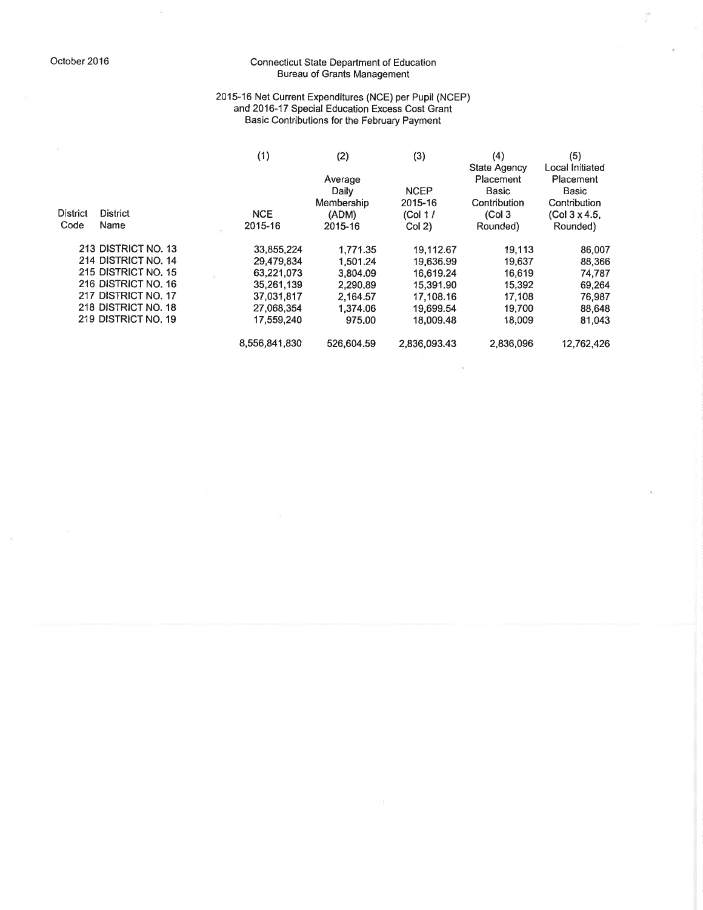October 2016

Connecticut State Department of Education
Bureau of Grants Management

2015-16 Net Current Expenditures (NCE) per Pupil (NCEP)
and 2016-17 Special Education Excess Cost Grant
Basic Contributions for the February Payment

| District Code | District Name | (1) NCE 2015-16 | (2) Average Daily Membership (ADM) 2015-16 | (3) NCEP 2015-16 (Col 1 / Col 2) | (4) State Agency Placement Basic Contribution (Col 3 Rounded) | (5) Local Initiated Placement Basic Contribution (Col 3 x 4.5, Rounded) |
|---|---|---|---|---|---|---|
| 213 | DISTRICT NO. 13 | 33,855,224 | 1,771.35 | 19,112.67 | 19,113 | 86,007 |
| 214 | DISTRICT NO. 14 | 29,479,834 | 1,501.24 | 19,636.99 | 19,637 | 88,366 |
| 215 | DISTRICT NO. 15 | 63,221,073 | 3,804.09 | 16,619.24 | 16,619 | 74,787 |
| 216 | DISTRICT NO. 16 | 35,261,139 | 2,290.89 | 15,391.90 | 15,392 | 69,264 |
| 217 | DISTRICT NO. 17 | 37,031,817 | 2,164.57 | 17,108.16 | 17,108 | 76,987 |
| 218 | DISTRICT NO. 18 | 27,068,354 | 1,374.06 | 19,699.54 | 19,700 | 88,648 |
| 219 | DISTRICT NO. 19 | 17,559,240 | 975.00 | 18,009.48 | 18,009 | 81,043 |
| | | 8,556,841,830 | 526,604.59 | 2,836,093.43 | 2,836,096 | 12,762,426 |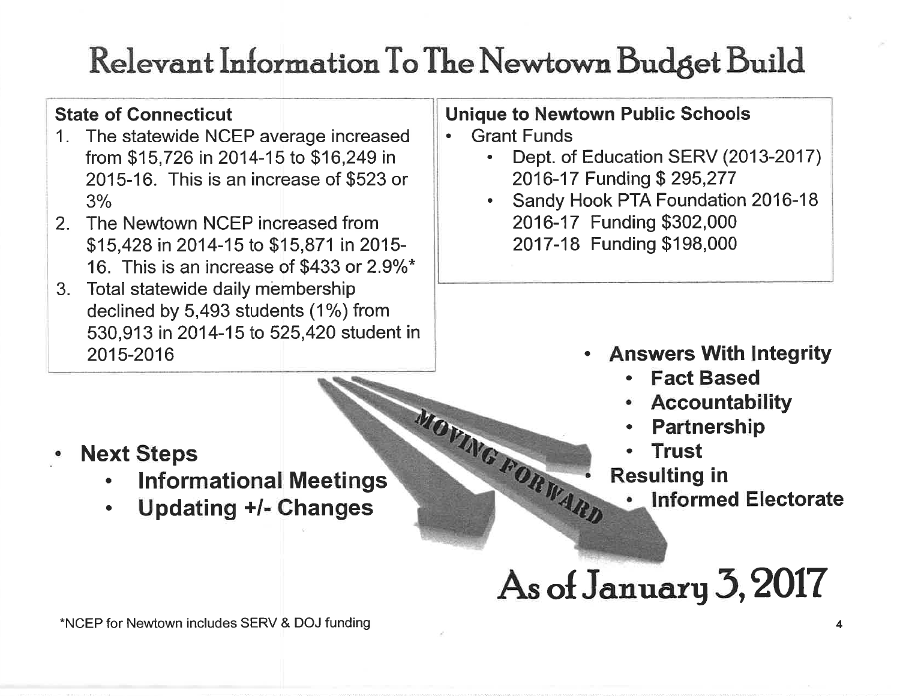# Relevant Information To The Newtown Budget Build

**State of Connecticut**

1. The statewide NCEP average increased from $15,726 in 2014-15 to $16,249 in 2015-16. This is an increase of $523 or 3%
2. The Newtown NCEP increased from $15,428 in 2014-15 to $15,871 in 2015-16. This is an increase of $433 or 2.9%*
3. Total statewide daily membership declined by 5,493 students (1%) from 530,913 in 2014-15 to 525,420 student in 2015-2016

**Unique to Newtown Public Schools**

- Grant Funds
    - Dept. of Education SERV (2013-2017) 2016-17 Funding $ 295,277
    - Sandy Hook PTA Foundation 2016-18 2016-17 Funding $302,000 2017-18 Funding $198,000

- **Next Steps**
    - **Informational Meetings**
    - **Updating +/- Changes**

MOVING FORWARD

- **Answers With Integrity**
    - **Fact Based**
    - **Accountability**
    - **Partnership**
    - **Trust**
- **Resulting in**
    - **Informed Electorate**

## As of January 3, 2017

*NCEP for Newtown includes SERV & DOJ funding